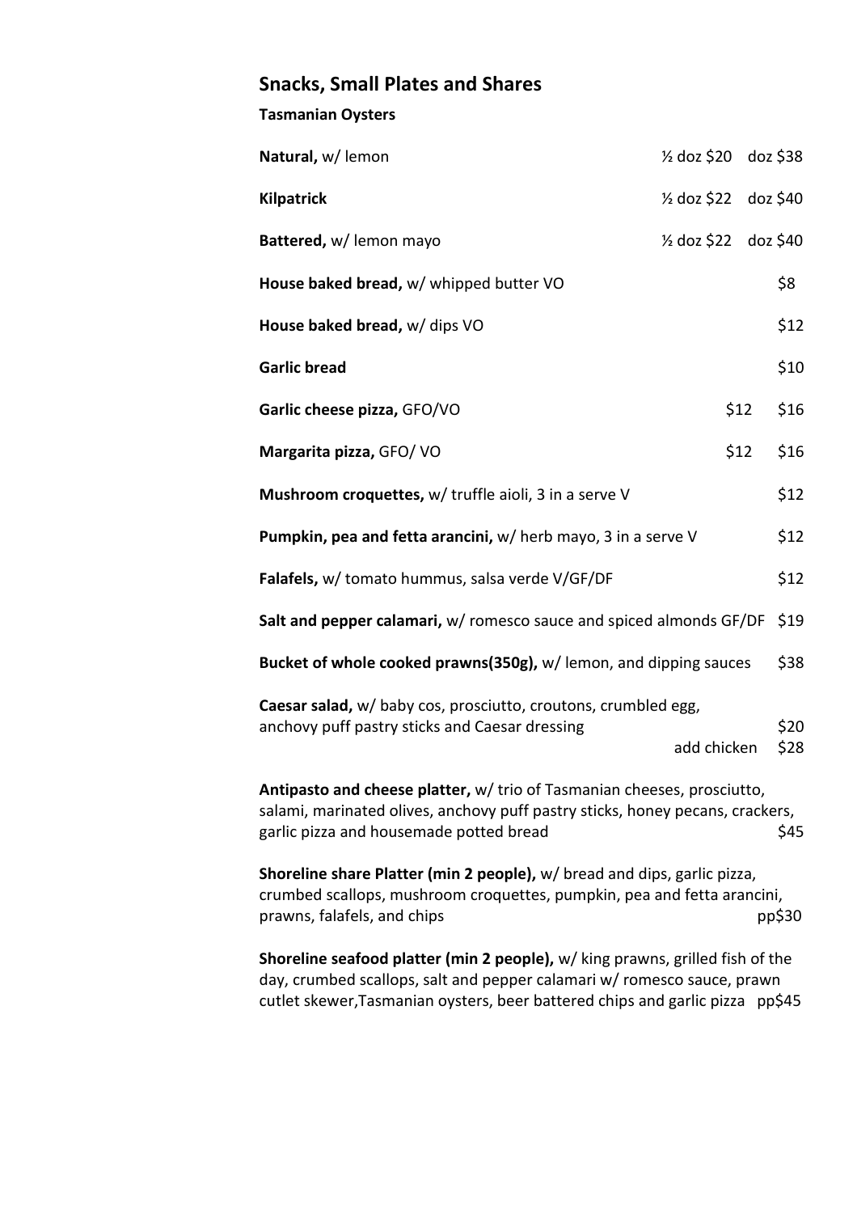## Snacks, Small Plates and Shares

### Tasmanian Oysters

| Item | | |
|---|---|---|
| **Natural,** w/ lemon | ½ doz $20 | doz $38 |
| **Kilpatrick** | ½ doz $22 | doz $40 |
| **Battered,** w/ lemon mayo | ½ doz $22 | doz $40 |
| **House baked bread,** w/ whipped butter VO | | $8 |
| **House baked bread,** w/ dips VO | | $12 |
| **Garlic bread** | | $10 |
| **Garlic cheese pizza,** GFO/VO | $12 | $16 |
| **Margarita pizza,** GFO/ VO | $12 | $16 |
| **Mushroom croquettes,** w/ truffle aioli, 3 in a serve V | | $12 |
| **Pumpkin, pea and fetta arancini,** w/ herb mayo, 3 in a serve V | | $12 |
| **Falafels,** w/ tomato hummus, salsa verde V/GF/DF | | $12 |
| **Salt and pepper calamari,** w/ romesco sauce and spiced almonds GF/DF | | $19 |
| **Bucket of whole cooked prawns(350g),** w/ lemon, and dipping sauces | | $38 |
| **Caesar salad,** w/ baby cos, prosciutto, croutons, crumbled egg, anchovy puff pastry sticks and Caesar dressing | | $20 |
| | add chicken | $28 |

**Antipasto and cheese platter,** w/ trio of Tasmanian cheeses, prosciutto, salami, marinated olives, anchovy puff pastry sticks, honey pecans, crackers, garlic pizza and housemade potted bread $45

**Shoreline share Platter (min 2 people),** w/ bread and dips, garlic pizza, crumbed scallops, mushroom croquettes, pumpkin, pea and fetta arancini, prawns, falafels, and chips pp$30

**Shoreline seafood platter (min 2 people),** w/ king prawns, grilled fish of the day, crumbed scallops, salt and pepper calamari w/ romesco sauce, prawn cutlet skewer,Tasmanian oysters, beer battered chips and garlic pizza pp$45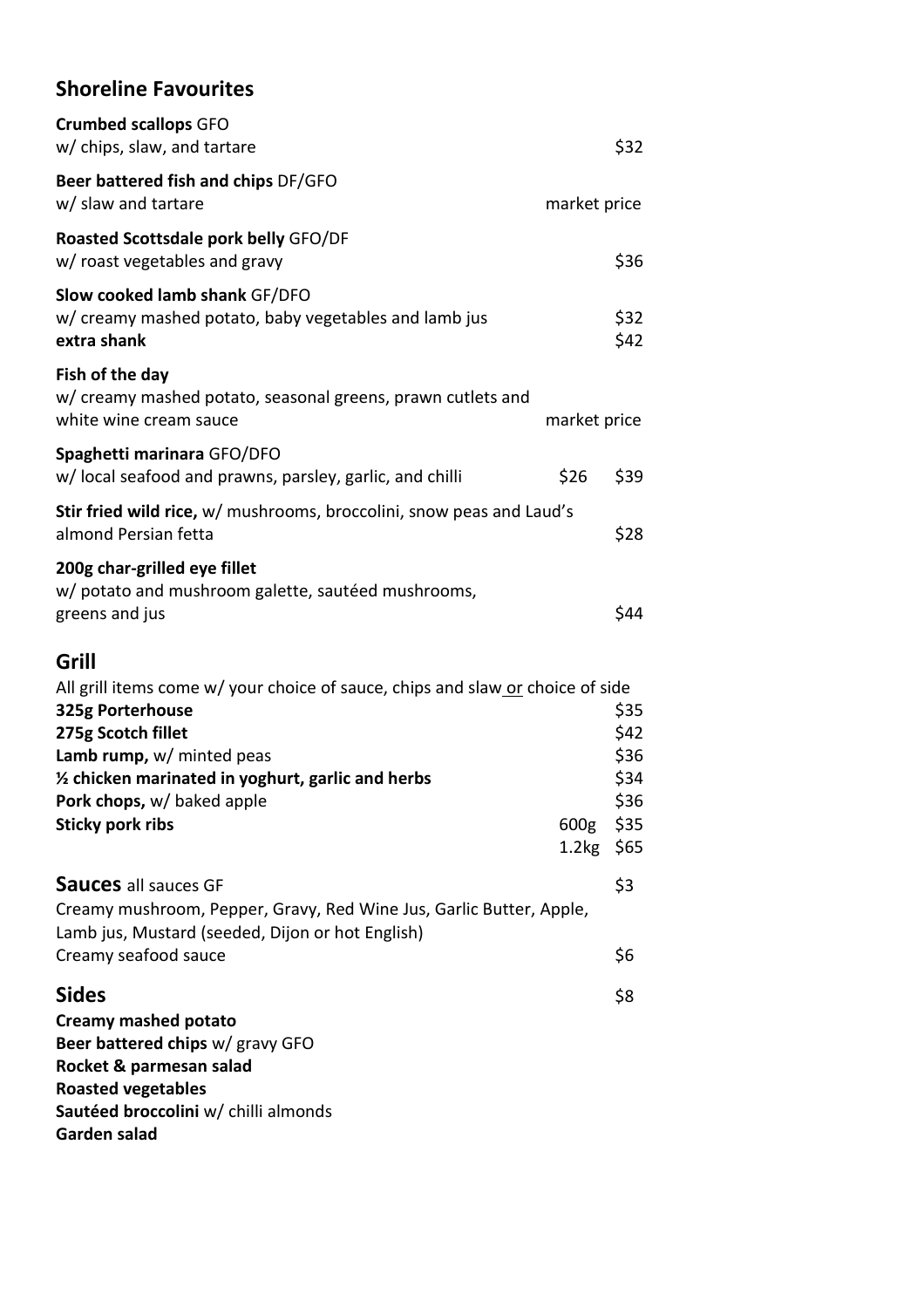## Shoreline Favourites

**Crumbed scallops** GFO
w/ chips, slaw, and tartare — $32

**Beer battered fish and chips** DF/GFO
w/ slaw and tartare — market price

**Roasted Scottsdale pork belly** GFO/DF
w/ roast vegetables and gravy — $36

**Slow cooked lamb shank** GF/DFO
w/ creamy mashed potato, baby vegetables and lamb jus — $32
**extra shank** — $42

**Fish of the day**
w/ creamy mashed potato, seasonal greens, prawn cutlets and white wine cream sauce — market price

**Spaghetti marinara** GFO/DFO
w/ local seafood and prawns, parsley, garlic, and chilli — $26 $39

**Stir fried wild rice,** w/ mushrooms, broccolini, snow peas and Laud's almond Persian fetta — $28

**200g char-grilled eye fillet**
w/ potato and mushroom galette, sautéed mushrooms, greens and jus — $44

## Grill

All grill items come w/ your choice of sauce, chips and slaw or choice of side

| Item | | Price |
|---|---|---|
| **325g Porterhouse** | | $35 |
| **275g Scotch fillet** | | $42 |
| **Lamb rump,** w/ minted peas | | $36 |
| **½ chicken marinated in yoghurt, garlic and herbs** | | $34 |
| **Pork chops,** w/ baked apple | | $36 |
| **Sticky pork ribs** | 600g | $35 |
| | 1.2kg | $65 |

## Sauces all sauces GF — $3

Creamy mushroom, Pepper, Gravy, Red Wine Jus, Garlic Butter, Apple, Lamb jus, Mustard (seeded, Dijon or hot English)

Creamy seafood sauce — $6

## Sides — $8

**Creamy mashed potato**
**Beer battered chips** w/ gravy GFO
**Rocket & parmesan salad**
**Roasted vegetables**
**Sautéed broccolini** w/ chilli almonds
**Garden salad**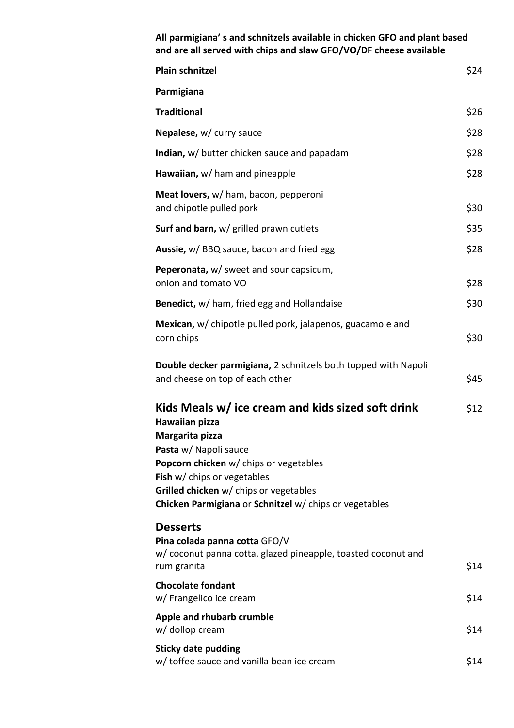**All parmigiana' s and schnitzels available in chicken GFO and plant based and are all served with chips and slaw GFO/VO/DF cheese available**

| | |
|---|---|
| **Plain schnitzel** | $24 |
| **Parmigiana** | |
| **Traditional** | $26 |
| **Nepalese,** w/ curry sauce | $28 |
| **Indian,** w/ butter chicken sauce and papadam | $28 |
| **Hawaiian,** w/ ham and pineapple | $28 |
| **Meat lovers,** w/ ham, bacon, pepperoni and chipotle pulled pork | $30 |
| **Surf and barn,** w/ grilled prawn cutlets | $35 |
| **Aussie,** w/ BBQ sauce, bacon and fried egg | $28 |
| **Peperonata,** w/ sweet and sour capsicum, onion and tomato VO | $28 |
| **Benedict,** w/ ham, fried egg and Hollandaise | $30 |
| **Mexican,** w/ chipotle pulled pork, jalapenos, guacamole and corn chips | $30 |
| **Double decker parmigiana,** 2 schnitzels both topped with Napoli and cheese on top of each other | $45 |

## Kids Meals w/ ice cream and kids sized soft drink — $12

**Hawaiian pizza**
**Margarita pizza**
**Pasta** w/ Napoli sauce
**Popcorn chicken** w/ chips or vegetables
**Fish** w/ chips or vegetables
**Grilled chicken** w/ chips or vegetables
**Chicken Parmigiana** or **Schnitzel** w/ chips or vegetables

## Desserts

| | |
|---|---|
| **Pina colada panna cotta** GFO/V<br>w/ coconut panna cotta, glazed pineapple, toasted coconut and rum granita | $14 |
| **Chocolate fondant**<br>w/ Frangelico ice cream | $14 |
| **Apple and rhubarb crumble**<br>w/ dollop cream | $14 |
| **Sticky date pudding**<br>w/ toffee sauce and vanilla bean ice cream | $14 |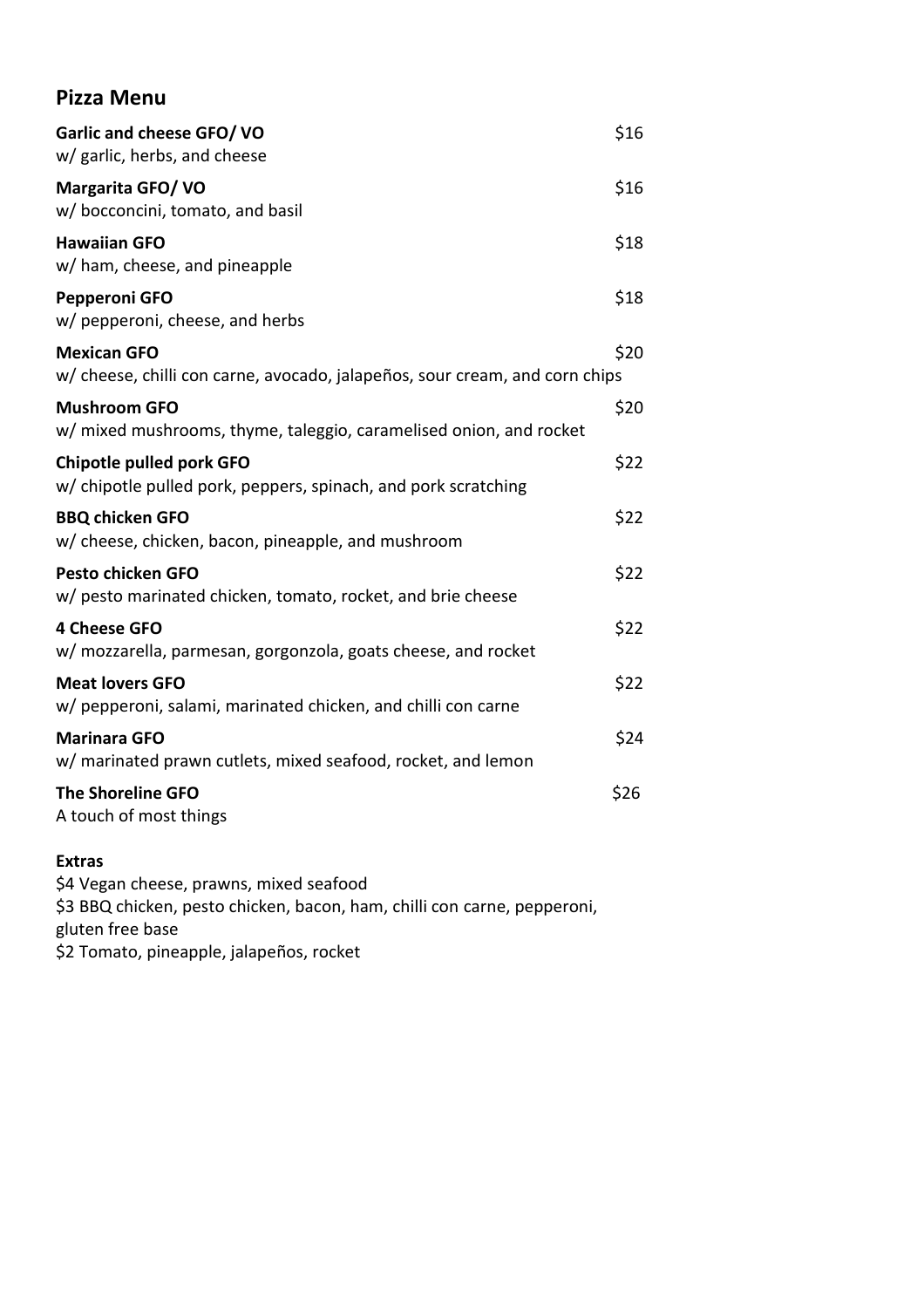## Pizza Menu

**Garlic and cheese GFO/ VO** $16
w/ garlic, herbs, and cheese

**Margarita GFO/ VO** $16
w/ bocconcini, tomato, and basil

**Hawaiian GFO** $18
w/ ham, cheese, and pineapple

**Pepperoni GFO** $18
w/ pepperoni, cheese, and herbs

**Mexican GFO** $20
w/ cheese, chilli con carne, avocado, jalapeños, sour cream, and corn chips

**Mushroom GFO** $20
w/ mixed mushrooms, thyme, taleggio, caramelised onion, and rocket

**Chipotle pulled pork GFO** $22
w/ chipotle pulled pork, peppers, spinach, and pork scratching

**BBQ chicken GFO** $22
w/ cheese, chicken, bacon, pineapple, and mushroom

**Pesto chicken GFO** $22
w/ pesto marinated chicken, tomato, rocket, and brie cheese

**4 Cheese GFO** $22
w/ mozzarella, parmesan, gorgonzola, goats cheese, and rocket

**Meat lovers GFO** $22
w/ pepperoni, salami, marinated chicken, and chilli con carne

**Marinara GFO** $24
w/ marinated prawn cutlets, mixed seafood, rocket, and lemon

**The Shoreline GFO** $26
A touch of most things

**Extras**
$4 Vegan cheese, prawns, mixed seafood
$3 BBQ chicken, pesto chicken, bacon, ham, chilli con carne, pepperoni, gluten free base
$2 Tomato, pineapple, jalapeños, rocket